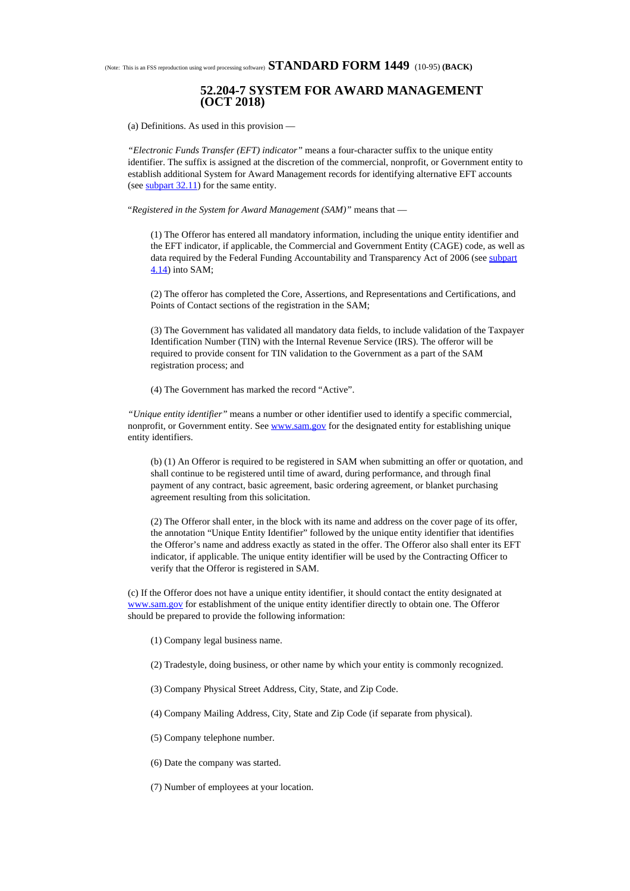(Note: This is an FSS reproduction using word processing software) **STANDARD FORM 1449** (10-95) **(BACK)**

# 52.204-7 SYSTEM FOR AWARD MANAGEMENT (OCT 2018)

(a) Definitions. As used in this provision —

*"Electronic Funds Transfer (EFT) indicator"* means a four-character suffix to the unique entity identifier. The suffix is assigned at the discretion of the commercial, nonprofit, or Government entity to establish additional System for Award Management records for identifying alternative EFT accounts (see [subpart 32.11]) for the same entity.

"*Registered in the System for Award Management (SAM)"* means that —

(1) The Offeror has entered all mandatory information, including the unique entity identifier and the EFT indicator, if applicable, the Commercial and Government Entity (CAGE) code, as well as data required by the Federal Funding Accountability and Transparency Act of 2006 (see [subpart 4.14]) into SAM;

(2) The offeror has completed the Core, Assertions, and Representations and Certifications, and Points of Contact sections of the registration in the SAM;

(3) The Government has validated all mandatory data fields, to include validation of the Taxpayer Identification Number (TIN) with the Internal Revenue Service (IRS). The offeror will be required to provide consent for TIN validation to the Government as a part of the SAM registration process; and

(4) The Government has marked the record "Active".

*"Unique entity identifier"* means a number or other identifier used to identify a specific commercial, nonprofit, or Government entity. See [www.sam.gov] for the designated entity for establishing unique entity identifiers.

(b) (1) An Offeror is required to be registered in SAM when submitting an offer or quotation, and shall continue to be registered until time of award, during performance, and through final payment of any contract, basic agreement, basic ordering agreement, or blanket purchasing agreement resulting from this solicitation.

(2) The Offeror shall enter, in the block with its name and address on the cover page of its offer, the annotation "Unique Entity Identifier" followed by the unique entity identifier that identifies the Offeror's name and address exactly as stated in the offer. The Offeror also shall enter its EFT indicator, if applicable. The unique entity identifier will be used by the Contracting Officer to verify that the Offeror is registered in SAM.

(c) If the Offeror does not have a unique entity identifier, it should contact the entity designated at [www.sam.gov] for establishment of the unique entity identifier directly to obtain one. The Offeror should be prepared to provide the following information:

(1) Company legal business name.

(2) Tradestyle, doing business, or other name by which your entity is commonly recognized.

(3) Company Physical Street Address, City, State, and Zip Code.

(4) Company Mailing Address, City, State and Zip Code (if separate from physical).

(5) Company telephone number.

(6) Date the company was started.

(7) Number of employees at your location.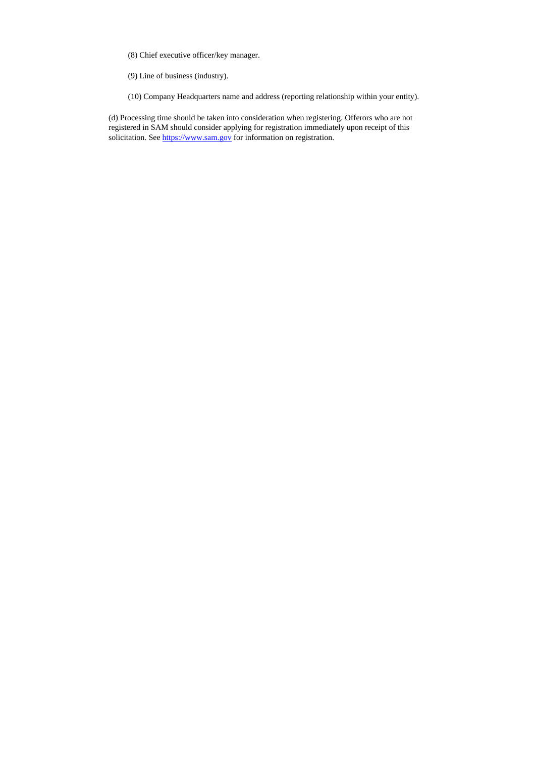(8) Chief executive officer/key manager.

(9) Line of business (industry).

(10) Company Headquarters name and address (reporting relationship within your entity).

(d) Processing time should be taken into consideration when registering. Offerors who are not registered in SAM should consider applying for registration immediately upon receipt of this solicitation. See https://www.sam.gov for information on registration.